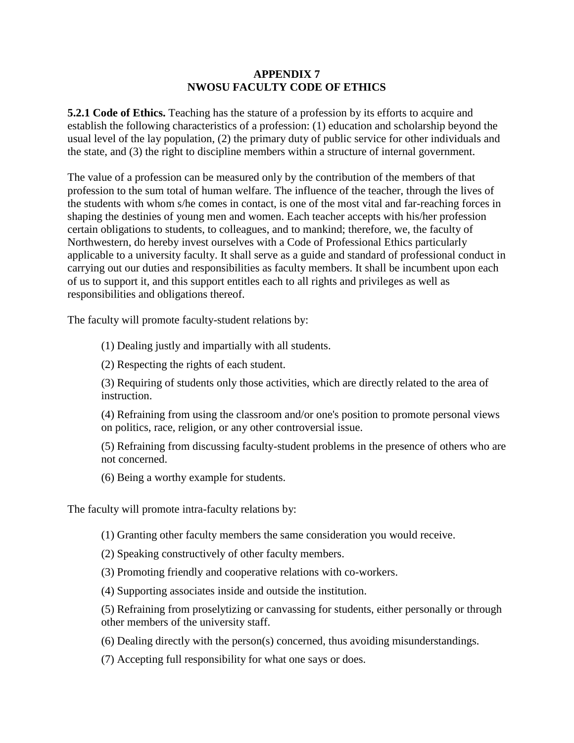# APPENDIX 7
# NWOSU FACULTY CODE OF ETHICS

**5.2.1 Code of Ethics.** Teaching has the stature of a profession by its efforts to acquire and establish the following characteristics of a profession: (1) education and scholarship beyond the usual level of the lay population, (2) the primary duty of public service for other individuals and the state, and (3) the right to discipline members within a structure of internal government.

The value of a profession can be measured only by the contribution of the members of that profession to the sum total of human welfare. The influence of the teacher, through the lives of the students with whom s/he comes in contact, is one of the most vital and far-reaching forces in shaping the destinies of young men and women. Each teacher accepts with his/her profession certain obligations to students, to colleagues, and to mankind; therefore, we, the faculty of Northwestern, do hereby invest ourselves with a Code of Professional Ethics particularly applicable to a university faculty. It shall serve as a guide and standard of professional conduct in carrying out our duties and responsibilities as faculty members. It shall be incumbent upon each of us to support it, and this support entitles each to all rights and privileges as well as responsibilities and obligations thereof.

The faculty will promote faculty-student relations by:

(1) Dealing justly and impartially with all students.

(2) Respecting the rights of each student.

(3) Requiring of students only those activities, which are directly related to the area of instruction.

(4) Refraining from using the classroom and/or one's position to promote personal views on politics, race, religion, or any other controversial issue.

(5) Refraining from discussing faculty-student problems in the presence of others who are not concerned.

(6) Being a worthy example for students.

The faculty will promote intra-faculty relations by:

(1) Granting other faculty members the same consideration you would receive.

(2) Speaking constructively of other faculty members.

(3) Promoting friendly and cooperative relations with co-workers.

(4) Supporting associates inside and outside the institution.

(5) Refraining from proselytizing or canvassing for students, either personally or through other members of the university staff.

(6) Dealing directly with the person(s) concerned, thus avoiding misunderstandings.

(7) Accepting full responsibility for what one says or does.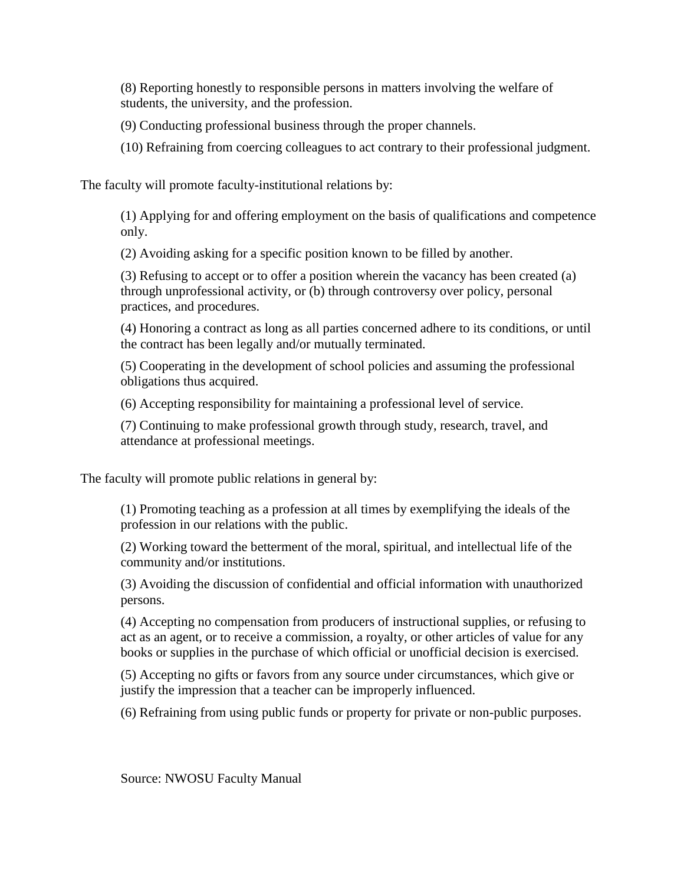(8) Reporting honestly to responsible persons in matters involving the welfare of students, the university, and the profession.

(9) Conducting professional business through the proper channels.

(10) Refraining from coercing colleagues to act contrary to their professional judgment.

The faculty will promote faculty-institutional relations by:

(1) Applying for and offering employment on the basis of qualifications and competence only.

(2) Avoiding asking for a specific position known to be filled by another.

(3) Refusing to accept or to offer a position wherein the vacancy has been created (a) through unprofessional activity, or (b) through controversy over policy, personal practices, and procedures.

(4) Honoring a contract as long as all parties concerned adhere to its conditions, or until the contract has been legally and/or mutually terminated.

(5) Cooperating in the development of school policies and assuming the professional obligations thus acquired.

(6) Accepting responsibility for maintaining a professional level of service.

(7) Continuing to make professional growth through study, research, travel, and attendance at professional meetings.

The faculty will promote public relations in general by:

(1) Promoting teaching as a profession at all times by exemplifying the ideals of the profession in our relations with the public.

(2) Working toward the betterment of the moral, spiritual, and intellectual life of the community and/or institutions.

(3) Avoiding the discussion of confidential and official information with unauthorized persons.

(4) Accepting no compensation from producers of instructional supplies, or refusing to act as an agent, or to receive a commission, a royalty, or other articles of value for any books or supplies in the purchase of which official or unofficial decision is exercised.

(5) Accepting no gifts or favors from any source under circumstances, which give or justify the impression that a teacher can be improperly influenced.

(6) Refraining from using public funds or property for private or non-public purposes.

Source: NWOSU Faculty Manual